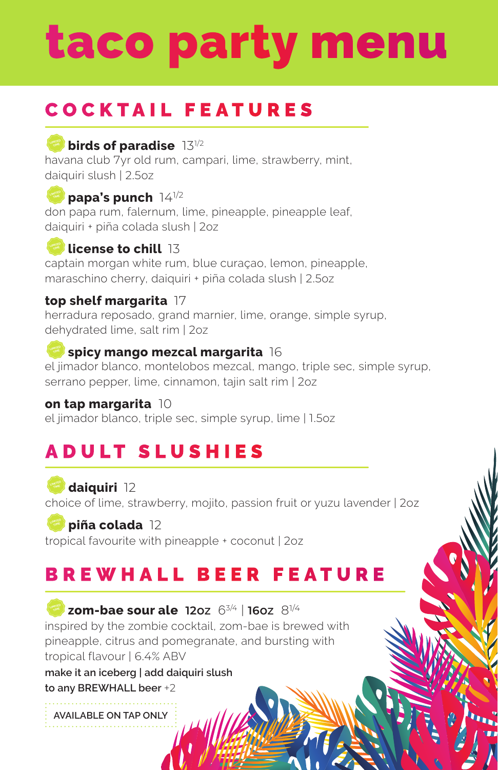# taco party menu

## COCKTAIL FEATURES

**birds of paradise** 13 1/2
havana club 7yr old rum, campari, lime, strawberry, mint, daiquiri slush | 2.5oz

**papa's punch** 14 1/2
don papa rum, falernum, lime, pineapple, pineapple leaf, daiquiri + piña colada slush | 2oz

**license to chill** 13
captain morgan white rum, blue curaçao, lemon, pineapple, maraschino cherry, daiquiri + piña colada slush | 2.5oz

**top shelf margarita** 17
herradura reposado, grand marnier, lime, orange, simple syrup, dehydrated lime, salt rim | 2oz

**spicy mango mezcal margarita** 16
el jimador blanco, montelobos mezcal, mango, triple sec, simple syrup, serrano pepper, lime, cinnamon, tajin salt rim | 2oz

**on tap margarita** 10
el jimador blanco, triple sec, simple syrup, lime | 1.5oz

## ADULT SLUSHIES

**daiquiri** 12
choice of lime, strawberry, mojito, passion fruit or yuzu lavender | 2oz

**piña colada** 12
tropical favourite with pineapple + coconut | 2oz

## BREWHALL BEER FEATURE

**zom-bae sour ale** **12oz** 6 3/4 | **16oz** 8 1/4
inspired by the zombie cocktail, zom-bae is brewed with pineapple, citrus and pomegranate, and bursting with tropical flavour | 6.4% ABV

**make it an iceberg | add daiquiri slush to any BREWHALL beer** +2

AVAILABLE ON TAP ONLY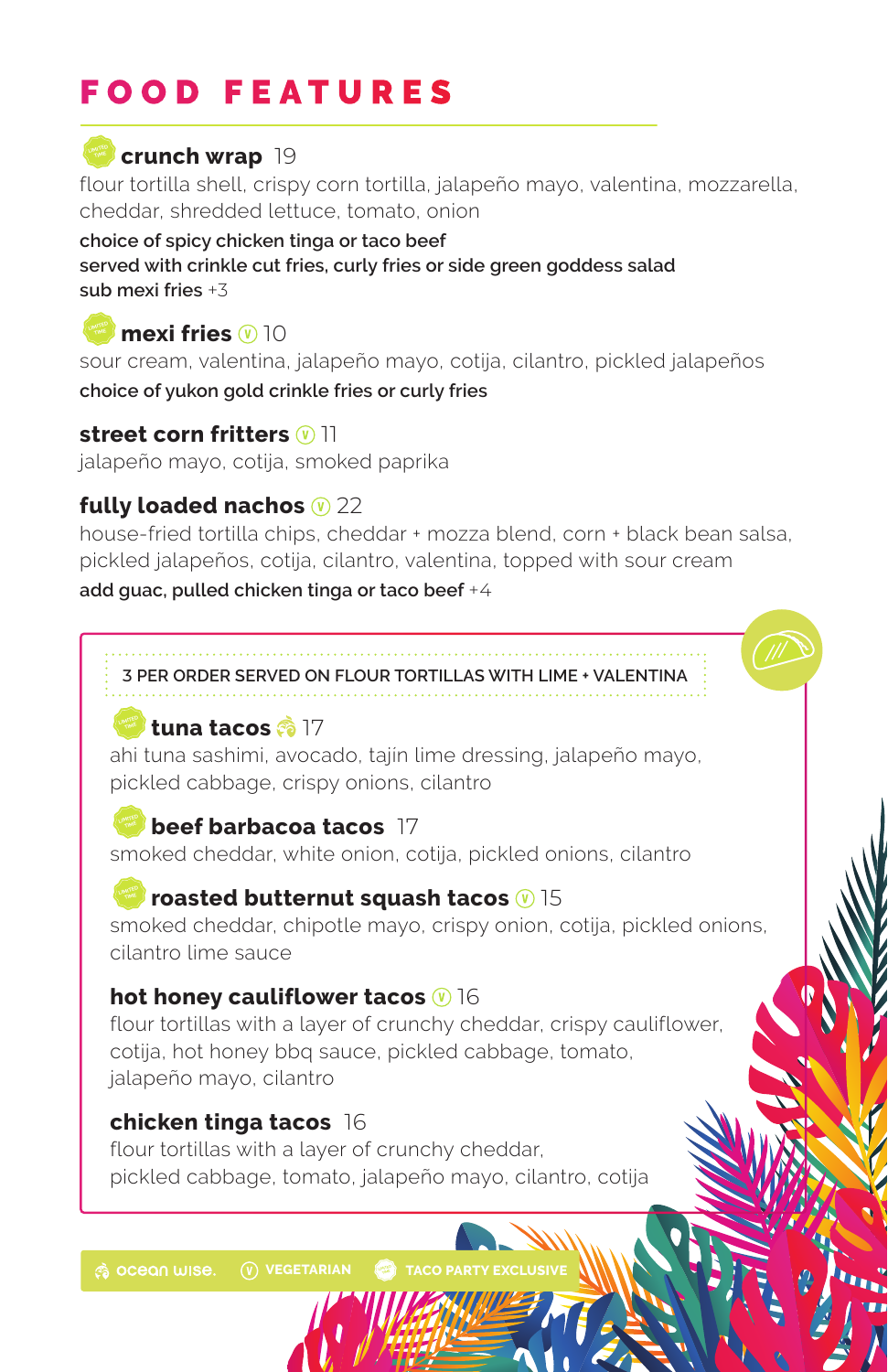# FOOD FEATURES

### crunch wrap 19

flour tortilla shell, crispy corn tortilla, jalapeño mayo, valentina, mozzarella, cheddar, shredded lettuce, tomato, onion

choice of spicy chicken tinga or taco beef
served with crinkle cut fries, curly fries or side green goddess salad
sub mexi fries +3

### mexi fries (V) 10

sour cream, valentina, jalapeño mayo, cotija, cilantro, pickled jalapeños
choice of yukon gold crinkle fries or curly fries

### street corn fritters (V) 11

jalapeño mayo, cotija, smoked paprika

### fully loaded nachos (V) 22

house-fried tortilla chips, cheddar + mozza blend, corn + black bean salsa, pickled jalapeños, cotija, cilantro, valentina, topped with sour cream
add guac, pulled chicken tinga or taco beef +4

---

3 PER ORDER SERVED ON FLOUR TORTILLAS WITH LIME + VALENTINA

### tuna tacos 17

ahi tuna sashimi, avocado, tajin lime dressing, jalapeño mayo, pickled cabbage, crispy onions, cilantro

### beef barbacoa tacos 17

smoked cheddar, white onion, cotija, pickled onions, cilantro

### roasted butternut squash tacos (V) 15

smoked cheddar, chipotle mayo, crispy onion, cotija, pickled onions, cilantro lime sauce

### hot honey cauliflower tacos (V) 16

flour tortillas with a layer of crunchy cheddar, crispy cauliflower, cotija, hot honey bbq sauce, pickled cabbage, tomato, jalapeño mayo, cilantro

### chicken tinga tacos 16

flour tortillas with a layer of crunchy cheddar, pickled cabbage, tomato, jalapeño mayo, cilantro, cotija

---

ocean wise. (V) VEGETARIAN TACO PARTY EXCLUSIVE